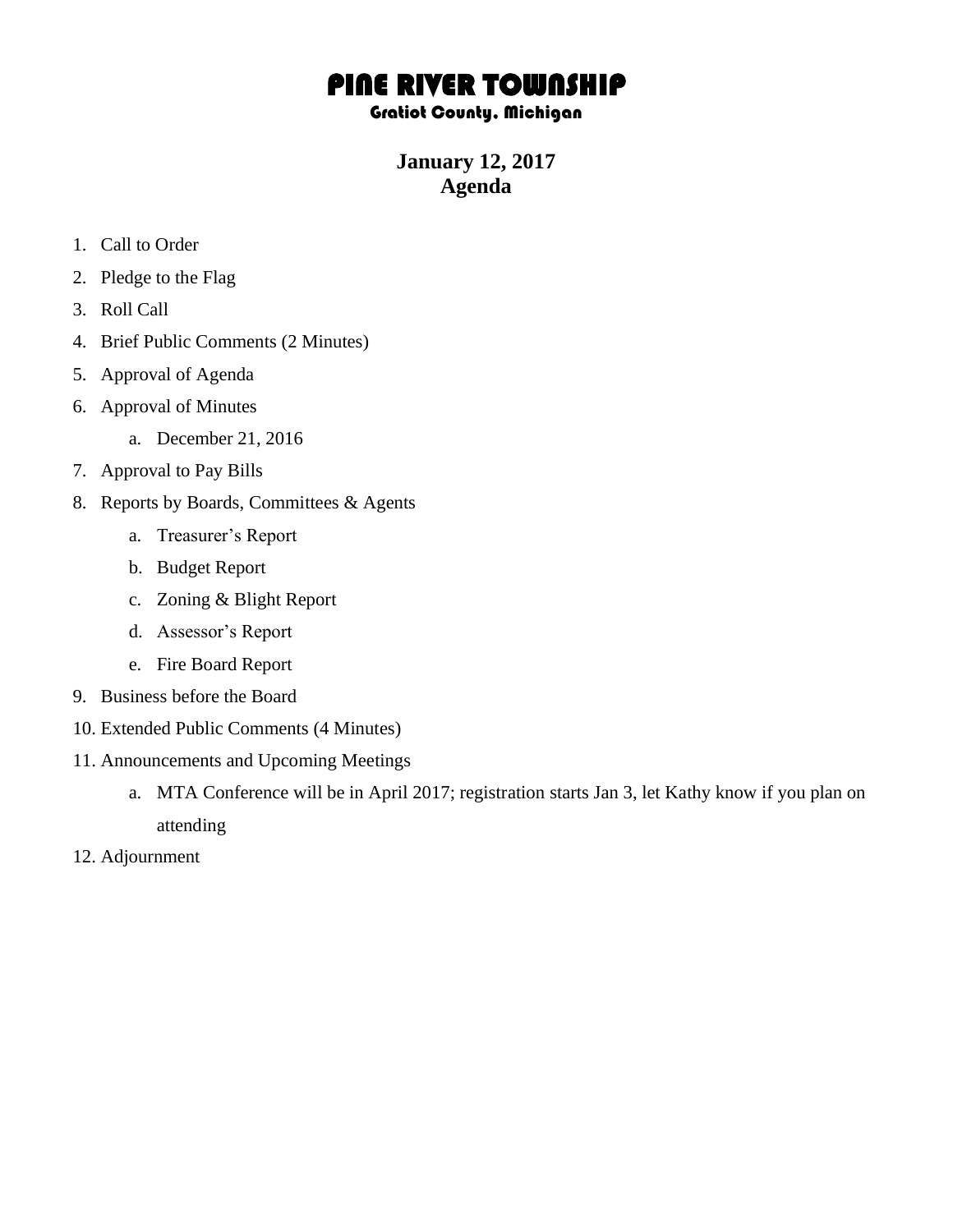# PINE RIVER TOWNSHIP

## Gratiot County, Michigan

**January 12, 2017**
**Agenda**

1. Call to Order
2. Pledge to the Flag
3. Roll Call
4. Brief Public Comments (2 Minutes)
5. Approval of Agenda
6. Approval of Minutes
   a. December 21, 2016
7. Approval to Pay Bills
8. Reports by Boards, Committees & Agents
   a. Treasurer's Report
   b. Budget Report
   c. Zoning & Blight Report
   d. Assessor's Report
   e. Fire Board Report
9. Business before the Board
10. Extended Public Comments (4 Minutes)
11. Announcements and Upcoming Meetings
    a. MTA Conference will be in April 2017; registration starts Jan 3, let Kathy know if you plan on attending
12. Adjournment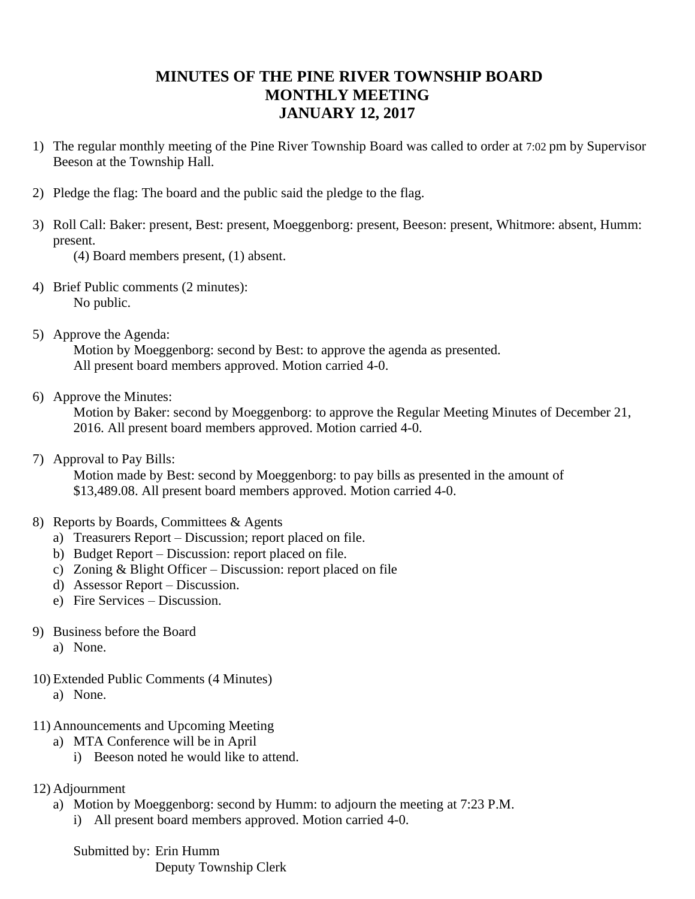# MINUTES OF THE PINE RIVER TOWNSHIP BOARD
# MONTHLY MEETING
# JANUARY 12, 2017

1) The regular monthly meeting of the Pine River Township Board was called to order at 7:02 pm by Supervisor Beeson at the Township Hall.

2) Pledge the flag: The board and the public said the pledge to the flag.

3) Roll Call: Baker: present, Best: present, Moeggenborg: present, Beeson: present, Whitmore: absent, Humm: present.
   (4) Board members present, (1) absent.

4) Brief Public comments (2 minutes):
   No public.

5) Approve the Agenda:
   Motion by Moeggenborg: second by Best: to approve the agenda as presented.
   All present board members approved. Motion carried 4-0.

6) Approve the Minutes:
   Motion by Baker: second by Moeggenborg: to approve the Regular Meeting Minutes of December 21, 2016. All present board members approved. Motion carried 4-0.

7) Approval to Pay Bills:
   Motion made by Best: second by Moeggenborg: to pay bills as presented in the amount of $13,489.08. All present board members approved. Motion carried 4-0.

8) Reports by Boards, Committees & Agents
   a) Treasurers Report – Discussion; report placed on file.
   b) Budget Report – Discussion: report placed on file.
   c) Zoning & Blight Officer – Discussion: report placed on file
   d) Assessor Report – Discussion.
   e) Fire Services – Discussion.

9) Business before the Board
   a) None.

10) Extended Public Comments (4 Minutes)
   a) None.

11) Announcements and Upcoming Meeting
   a) MTA Conference will be in April
      i) Beeson noted he would like to attend.

12) Adjournment
   a) Motion by Moeggenborg: second by Humm: to adjourn the meeting at 7:23 P.M.
      i) All present board members approved. Motion carried 4-0.

Submitted by: Erin Humm
Deputy Township Clerk